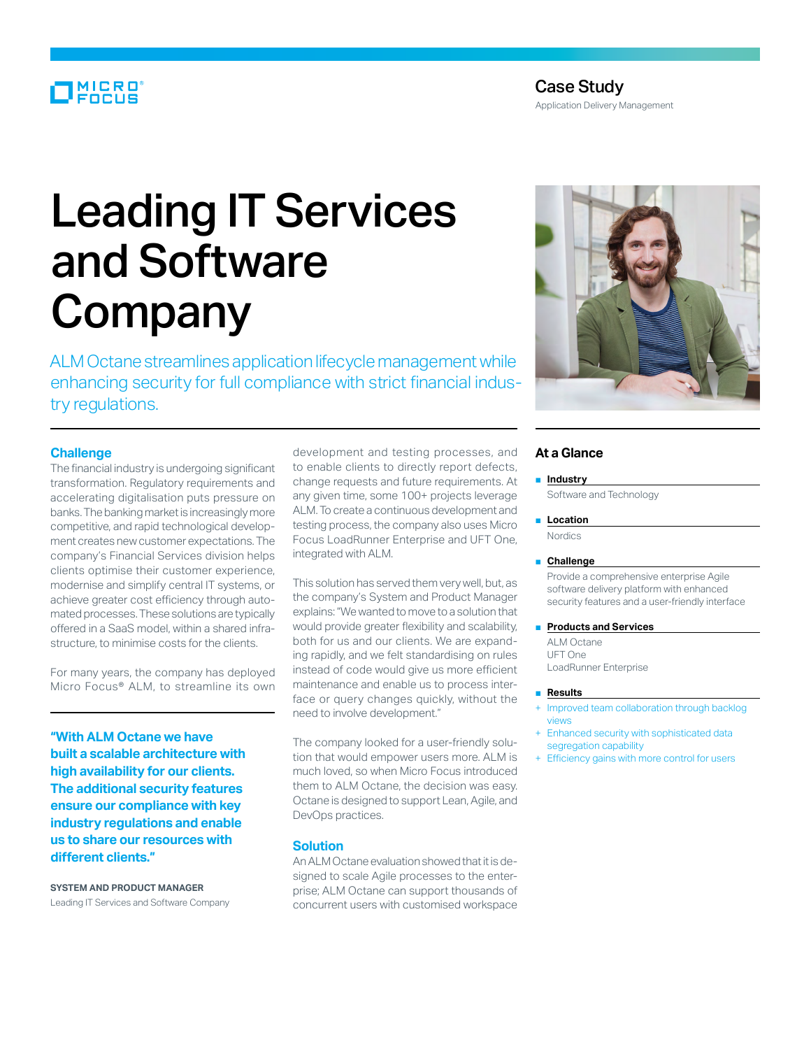Case Study

Application Delivery Management

# Leading IT Services and Software Company

ALM Octane streamlines application lifecycle management while enhancing security for full compliance with strict financial industry regulations.

## Challenge

The financial industry is undergoing significant transformation. Regulatory requirements and accelerating digitalisation puts pressure on banks. The banking market is increasingly more competitive, and rapid technological development creates new customer expectations. The company's Financial Services division helps clients optimise their customer experience, modernise and simplify central IT systems, or achieve greater cost efficiency through automated processes. These solutions are typically offered in a SaaS model, within a shared infrastructure, to minimise costs for the clients.

For many years, the company has deployed Micro Focus® ALM, to streamline its own development and testing processes, and to enable clients to directly report defects, change requests and future requirements. At any given time, some 100+ projects leverage ALM. To create a continuous development and testing process, the company also uses Micro Focus LoadRunner Enterprise and UFT One, integrated with ALM.

This solution has served them very well, but, as the company's System and Product Manager explains: "We wanted to move to a solution that would provide greater flexibility and scalability, both for us and our clients. We are expanding rapidly, and we felt standardising on rules instead of code would give us more efficient maintenance and enable us to process interface or query changes quickly, without the need to involve development."

The company looked for a user-friendly solution that would empower users more. ALM is much loved, so when Micro Focus introduced them to ALM Octane, the decision was easy. Octane is designed to support Lean, Agile, and DevOps practices.

**"With ALM Octane we have built a scalable architecture with high availability for our clients. The additional security features ensure our compliance with key industry regulations and enable us to share our resources with different clients."**

**SYSTEM AND PRODUCT MANAGER**
Leading IT Services and Software Company

## Solution

An ALM Octane evaluation showed that it is designed to scale Agile processes to the enterprise; ALM Octane can support thousands of concurrent users with customised workspace

## At a Glance

**Industry**

Software and Technology

**Location**

Nordics

**Challenge**

Provide a comprehensive enterprise Agile software delivery platform with enhanced security features and a user-friendly interface

**Products and Services**

ALM Octane
UFT One
LoadRunner Enterprise

**Results**

+ Improved team collaboration through backlog views
+ Enhanced security with sophisticated data segregation capability
+ Efficiency gains with more control for users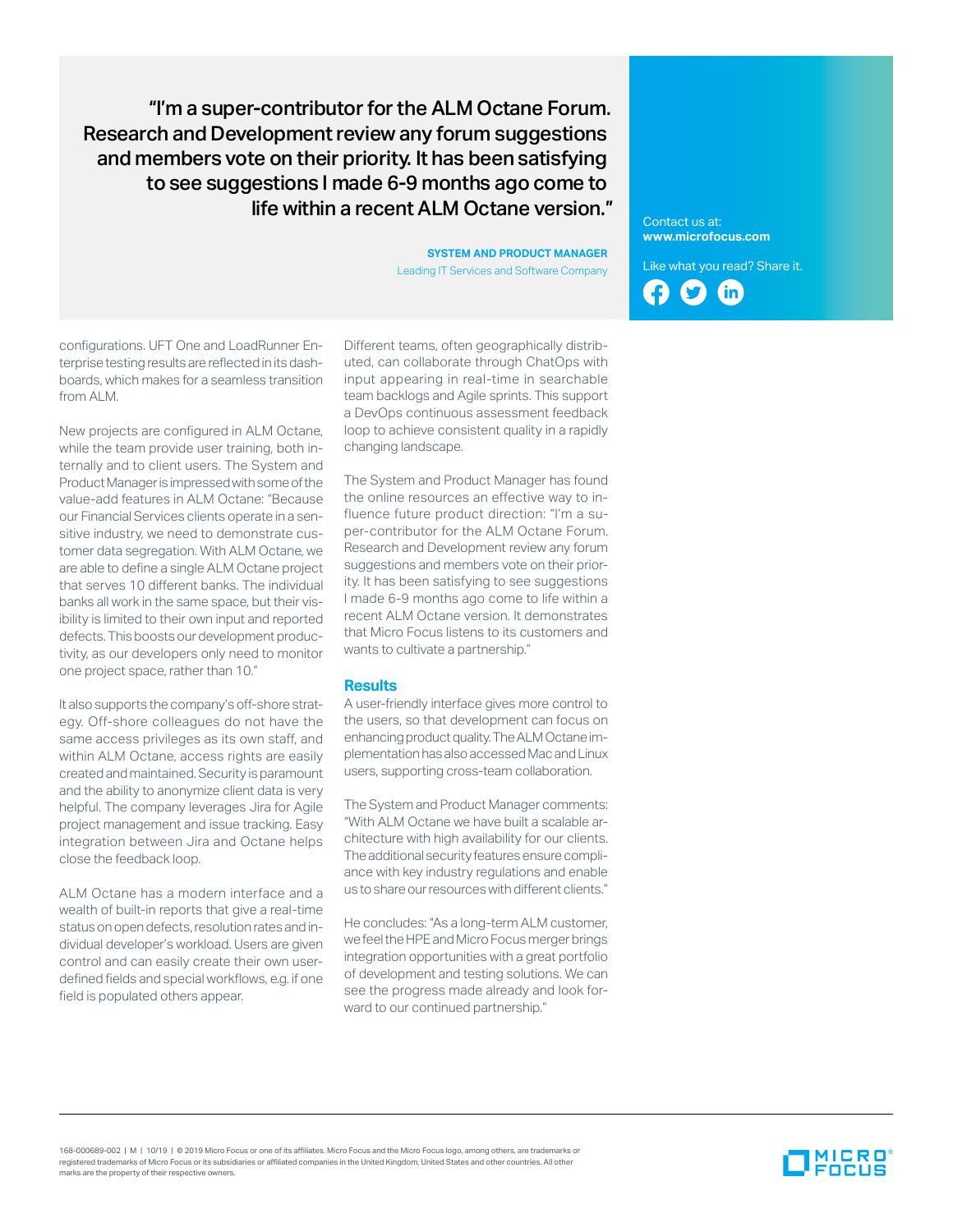> "I'm a super-contributor for the ALM Octane Forum. Research and Development review any forum suggestions and members vote on their priority. It has been satisfying to see suggestions I made 6-9 months ago come to life within a recent ALM Octane version."

**SYSTEM AND PRODUCT MANAGER**
Leading IT Services and Software Company

configurations. UFT One and LoadRunner Enterprise testing results are reflected in its dashboards, which makes for a seamless transition from ALM.

New projects are configured in ALM Octane, while the team provide user training, both internally and to client users. The System and Product Manager is impressed with some of the value-add features in ALM Octane: "Because our Financial Services clients operate in a sensitive industry, we need to demonstrate customer data segregation. With ALM Octane, we are able to define a single ALM Octane project that serves 10 different banks. The individual banks all work in the same space, but their visibility is limited to their own input and reported defects. This boosts our development productivity, as our developers only need to monitor one project space, rather than 10."

It also supports the company's off-shore strategy. Off-shore colleagues do not have the same access privileges as its own staff, and within ALM Octane, access rights are easily created and maintained. Security is paramount and the ability to anonymize client data is very helpful. The company leverages Jira for Agile project management and issue tracking. Easy integration between Jira and Octane helps close the feedback loop.

ALM Octane has a modern interface and a wealth of built-in reports that give a real-time status on open defects, resolution rates and individual developer's workload. Users are given control and can easily create their own user-defined fields and special workflows, e.g. if one field is populated others appear.

Different teams, often geographically distributed, can collaborate through ChatOps with input appearing in real-time in searchable team backlogs and Agile sprints. This support a DevOps continuous assessment feedback loop to achieve consistent quality in a rapidly changing landscape.

The System and Product Manager has found the online resources an effective way to influence future product direction: "I'm a super-contributor for the ALM Octane Forum. Research and Development review any forum suggestions and members vote on their priority. It has been satisfying to see suggestions I made 6-9 months ago come to life within a recent ALM Octane version. It demonstrates that Micro Focus listens to its customers and wants to cultivate a partnership."

## Results

A user-friendly interface gives more control to the users, so that development can focus on enhancing product quality. The ALM Octane implementation has also accessed Mac and Linux users, supporting cross-team collaboration.

The System and Product Manager comments: "With ALM Octane we have built a scalable architecture with high availability for our clients. The additional security features ensure compliance with key industry regulations and enable us to share our resources with different clients."

He concludes: "As a long-term ALM customer, we feel the HPE and Micro Focus merger brings integration opportunities with a great portfolio of development and testing solutions. We can see the progress made already and look forward to our continued partnership."

Contact us at:
**www.microfocus.com**

Like what you read? Share it.

168-000689-002 | M | 10/19 | © 2019 Micro Focus or one of its affiliates. Micro Focus and the Micro Focus logo, among others, are trademarks or registered trademarks of Micro Focus or its subsidiaries or affiliated companies in the United Kingdom, United States and other countries. All other marks are the property of their respective owners.